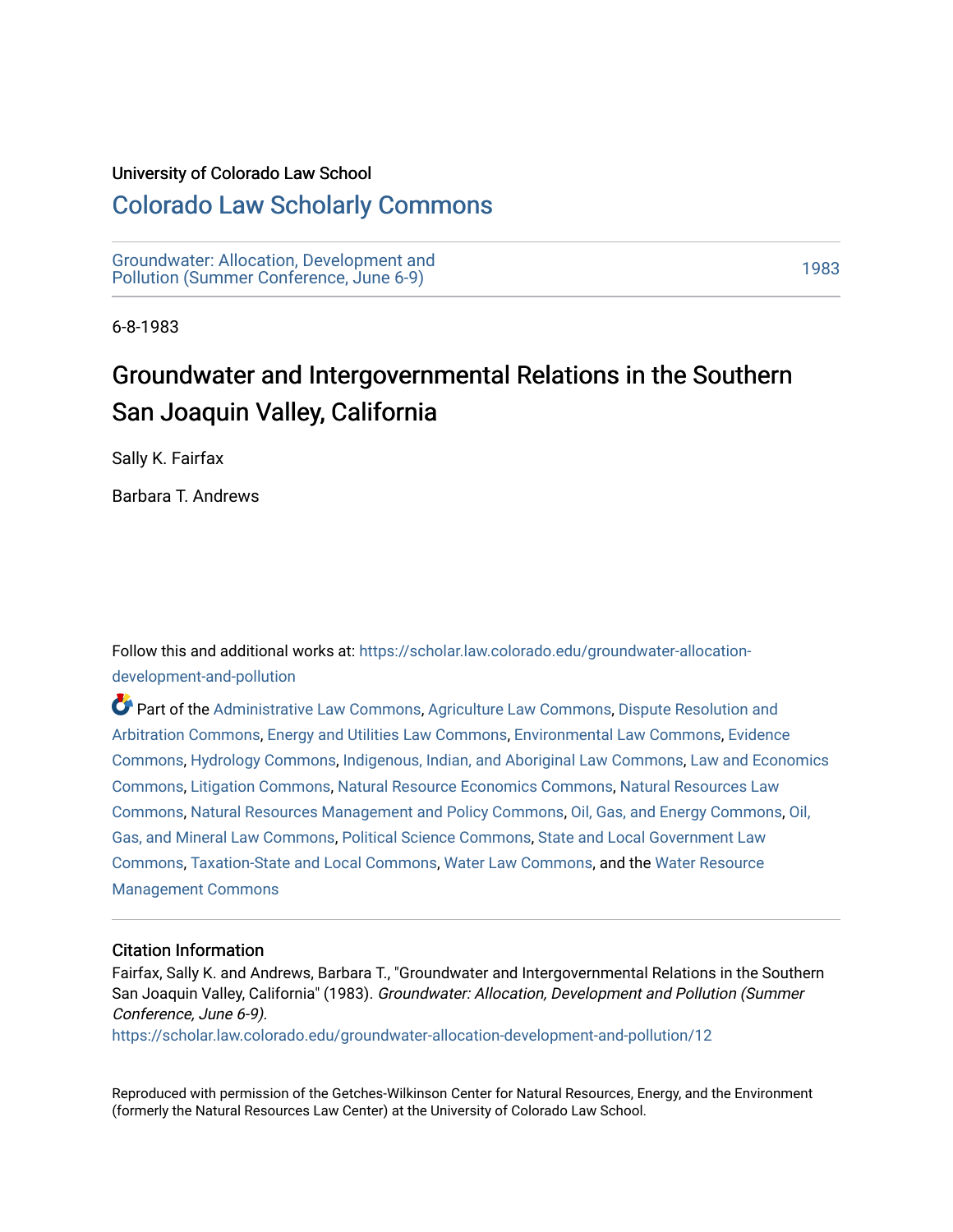University of Colorado Law School

# Colorado Law Scholarly Commons

Groundwater: Allocation, Development and Pollution (Summer Conference, June 6-9)

1983

6-8-1983

## Groundwater and Intergovernmental Relations in the Southern San Joaquin Valley, California

Sally K. Fairfax

Barbara T. Andrews

Follow this and additional works at: https://scholar.law.colorado.edu/groundwater-allocation-development-and-pollution

Part of the Administrative Law Commons, Agriculture Law Commons, Dispute Resolution and Arbitration Commons, Energy and Utilities Law Commons, Environmental Law Commons, Evidence Commons, Hydrology Commons, Indigenous, Indian, and Aboriginal Law Commons, Law and Economics Commons, Litigation Commons, Natural Resource Economics Commons, Natural Resources Law Commons, Natural Resources Management and Policy Commons, Oil, Gas, and Energy Commons, Oil, Gas, and Mineral Law Commons, Political Science Commons, State and Local Government Law Commons, Taxation-State and Local Commons, Water Law Commons, and the Water Resource Management Commons

### Citation Information

Fairfax, Sally K. and Andrews, Barbara T., "Groundwater and Intergovernmental Relations in the Southern San Joaquin Valley, California" (1983). *Groundwater: Allocation, Development and Pollution (Summer Conference, June 6-9).*
https://scholar.law.colorado.edu/groundwater-allocation-development-and-pollution/12

Reproduced with permission of the Getches-Wilkinson Center for Natural Resources, Energy, and the Environment (formerly the Natural Resources Law Center) at the University of Colorado Law School.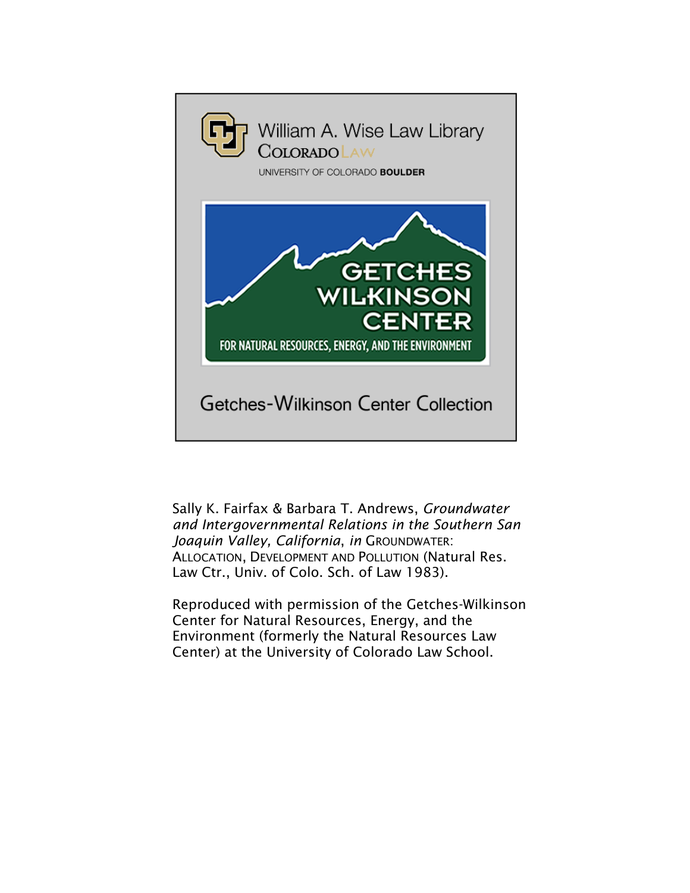William A. Wise Law Library
COLORADO LAW
UNIVERSITY OF COLORADO **BOULDER**

GETCHES WILKINSON CENTER
FOR NATURAL RESOURCES, ENERGY, AND THE ENVIRONMENT

Getches-Wilkinson Center Collection

Sally K. Fairfax & Barbara T. Andrews, *Groundwater and Intergovernmental Relations in the Southern San Joaquin Valley, California*, *in* GROUNDWATER: ALLOCATION, DEVELOPMENT AND POLLUTION (Natural Res. Law Ctr., Univ. of Colo. Sch. of Law 1983).

Reproduced with permission of the Getches-Wilkinson Center for Natural Resources, Energy, and the Environment (formerly the Natural Resources Law Center) at the University of Colorado Law School.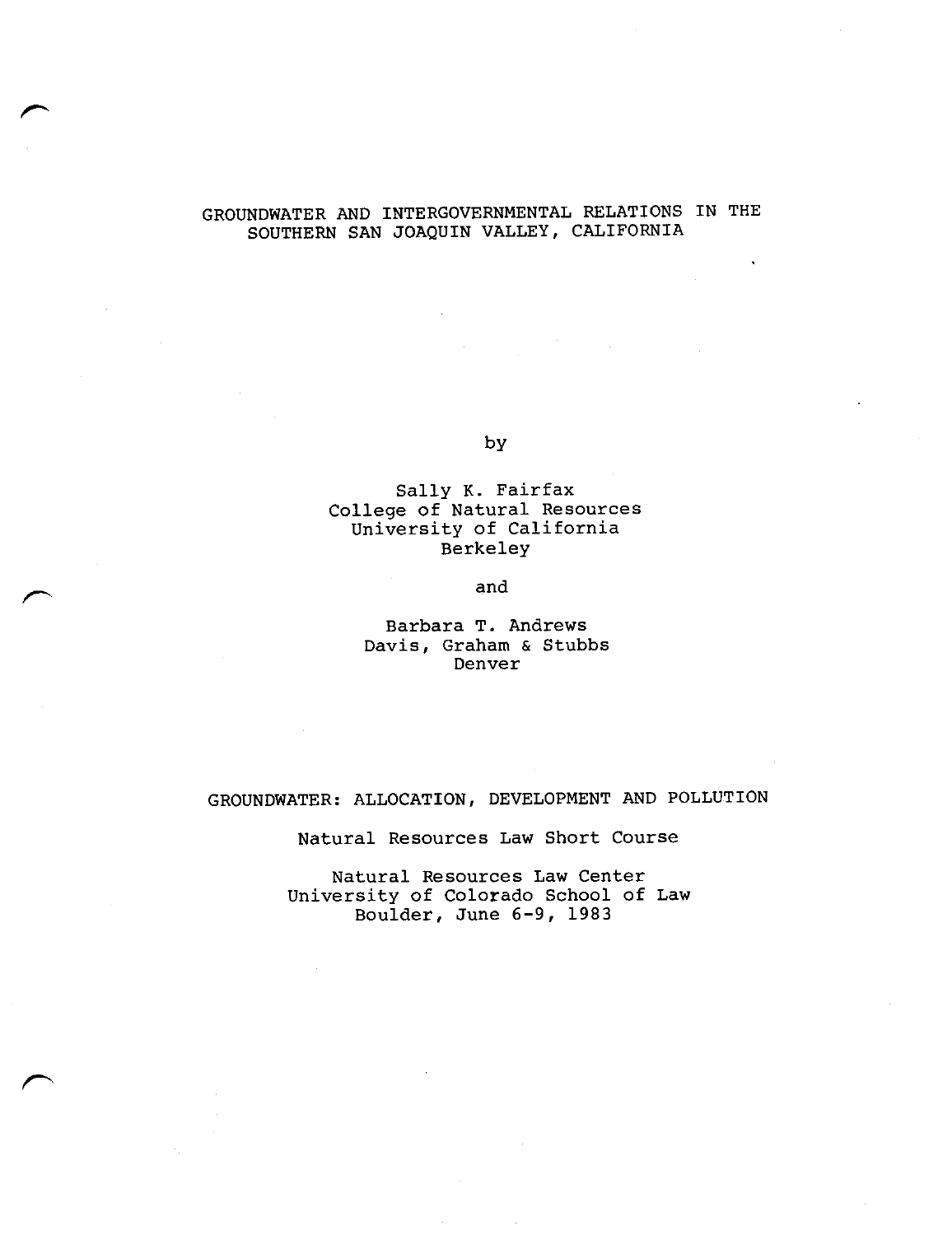# GROUNDWATER AND INTERGOVERNMENTAL RELATIONS IN THE SOUTHERN SAN JOAQUIN VALLEY, CALIFORNIA

by

Sally K. Fairfax
College of Natural Resources
University of California
Berkeley

and

Barbara T. Andrews
Davis, Graham & Stubbs
Denver

GROUNDWATER: ALLOCATION, DEVELOPMENT AND POLLUTION

Natural Resources Law Short Course

Natural Resources Law Center
University of Colorado School of Law
Boulder, June 6-9, 1983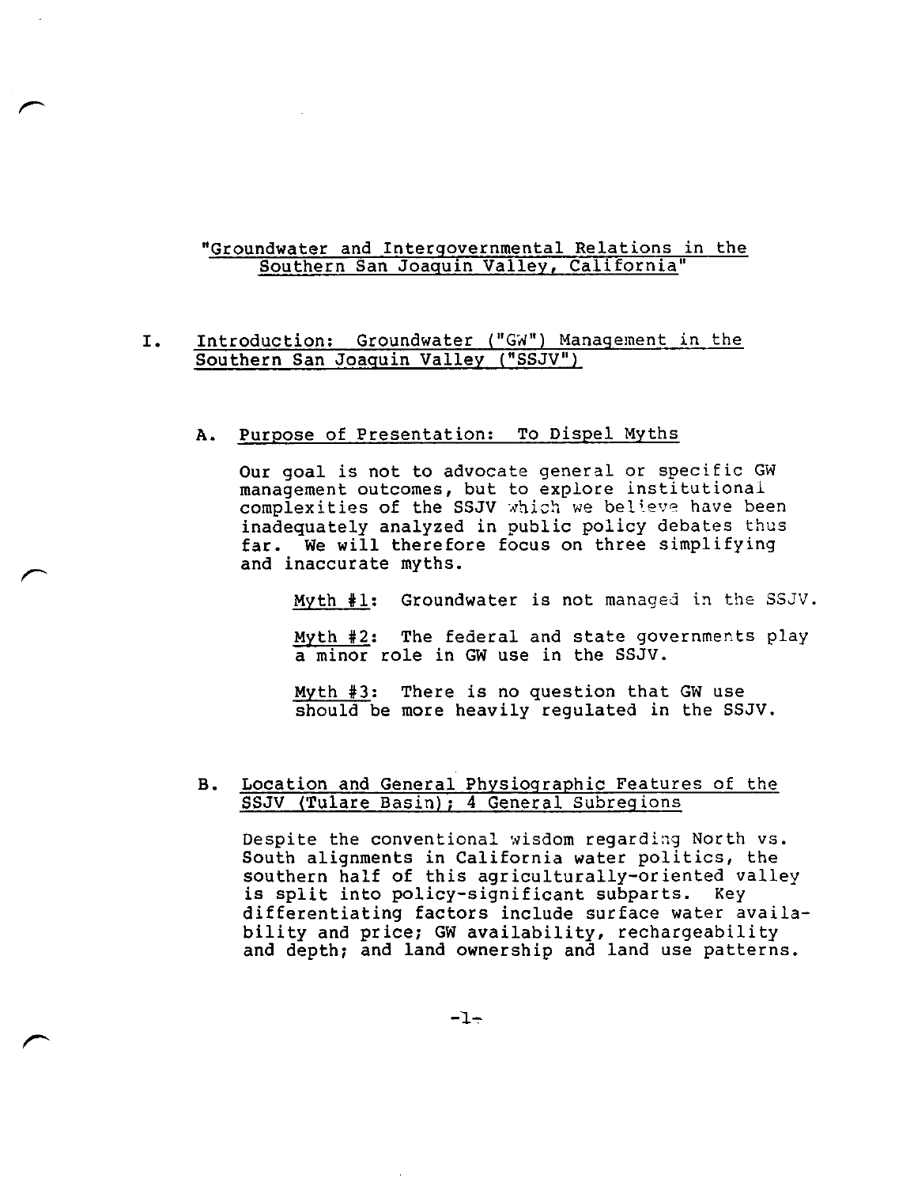"Groundwater and Intergovernmental Relations in the Southern San Joaquin Valley, California"

## I. Introduction: Groundwater ("GW") Management in the Southern San Joaquin Valley ("SSJV")

### A. Purpose of Presentation: To Dispel Myths

Our goal is not to advocate general or specific GW management outcomes, but to explore institutional complexities of the SSJV which we believe have been inadequately analyzed in public policy debates thus far. We will therefore focus on three simplifying and inaccurate myths.

Myth #1: Groundwater is not managed in the SSJV.

Myth #2: The federal and state governments play a minor role in GW use in the SSJV.

Myth #3: There is no question that GW use should be more heavily regulated in the SSJV.

### B. Location and General Physiographic Features of the SSJV (Tulare Basin); 4 General Subregions

Despite the conventional wisdom regarding North vs. South alignments in California water politics, the southern half of this agriculturally-oriented valley is split into policy-significant subparts. Key differentiating factors include surface water availability and price; GW availability, rechargeability and depth; and land ownership and land use patterns.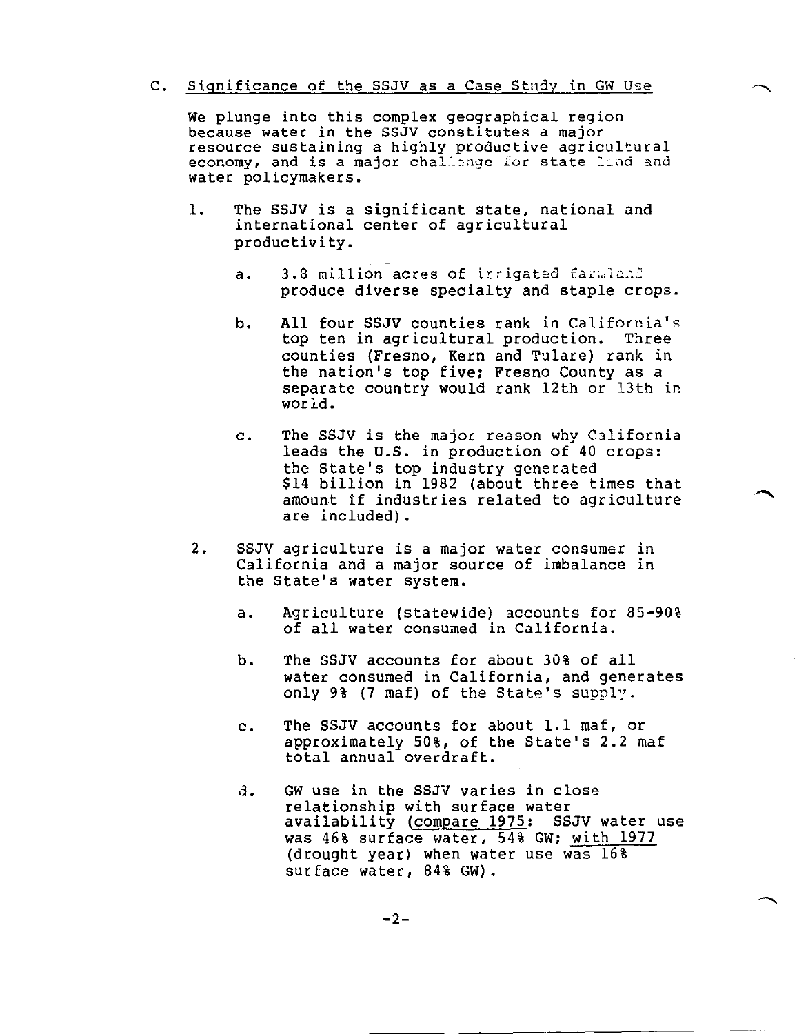C. <u>Significance of the SSJV as a Case Study in GW Use</u>

We plunge into this complex geographical region because water in the SSJV constitutes a major resource sustaining a highly productive agricultural economy, and is a major challenge for state land and water policymakers.

1. The SSJV is a significant state, national and international center of agricultural productivity.

   a. 3.8 million acres of irrigated farmland produce diverse specialty and staple crops.

   b. All four SSJV counties rank in California's top ten in agricultural production. Three counties (Fresno, Kern and Tulare) rank in the nation's top five; Fresno County as a separate country would rank 12th or 13th in world.

   c. The SSJV is the major reason why California leads the U.S. in production of 40 crops: the State's top industry generated $14 billion in 1982 (about three times that amount if industries related to agriculture are included).

2. SSJV agriculture is a major water consumer in California and a major source of imbalance in the State's water system.

   a. Agriculture (statewide) accounts for 85-90% of all water consumed in California.

   b. The SSJV accounts for about 30% of all water consumed in California, and generates only 9% (7 maf) of the State's supply.

   c. The SSJV accounts for about 1.1 maf, or approximately 50%, of the State's 2.2 maf total annual overdraft.

   d. GW use in the SSJV varies in close relationship with surface water availability (<u>compare 1975</u>: SSJV water use was 46% surface water, 54% GW; <u>with 1977</u> (drought year) when water use was 16% surface water, 84% GW).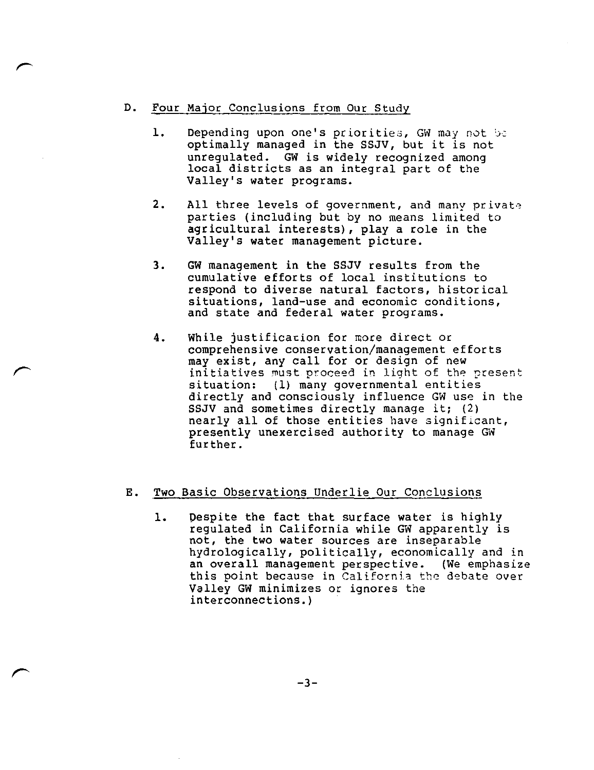## D. Four Major Conclusions from Our Study

1. Depending upon one's priorities, GW may not be optimally managed in the SSJV, but it is not unregulated. GW is widely recognized among local districts as an integral part of the Valley's water programs.

2. All three levels of government, and many private parties (including but by no means limited to agricultural interests), play a role in the Valley's water management picture.

3. GW management in the SSJV results from the cumulative efforts of local institutions to respond to diverse natural factors, historical situations, land-use and economic conditions, and state and federal water programs.

4. While justification for more direct or comprehensive conservation/management efforts may exist, any call for or design of new initiatives must proceed in light of the present situation: (1) many governmental entities directly and consciously influence GW use in the SSJV and sometimes directly manage it; (2) nearly all of those entities have significant, presently unexercised authority to manage GW further.

## E. Two Basic Observations Underlie Our Conclusions

1. Despite the fact that surface water is highly regulated in California while GW apparently is not, the two water sources are inseparable hydrologically, politically, economically and in an overall management perspective. (We emphasize this point because in California the debate over Valley GW minimizes or ignores the interconnections.)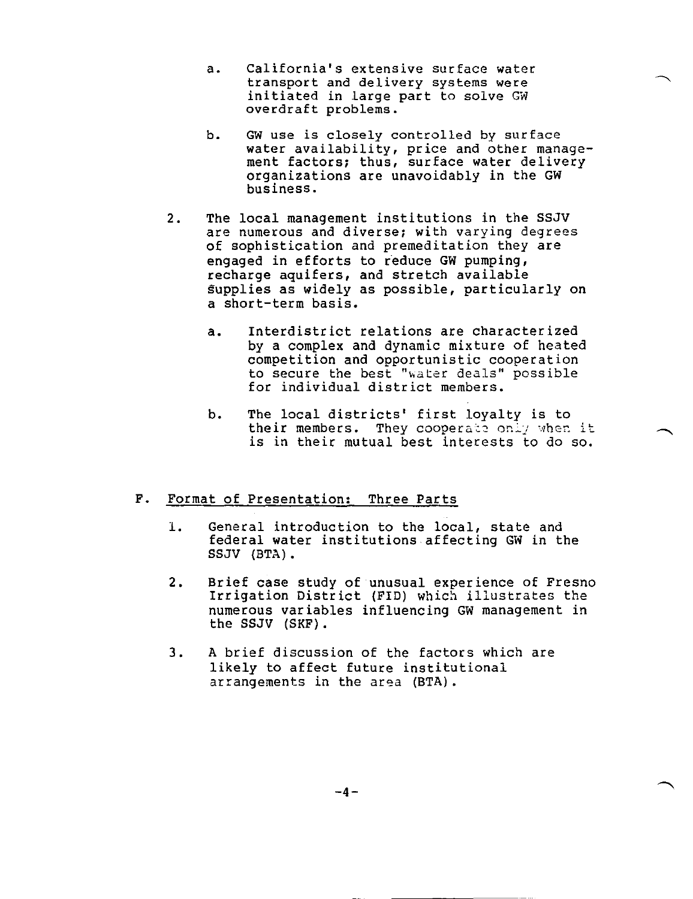a. California's extensive surface water transport and delivery systems were initiated in large part to solve GW overdraft problems.

b. GW use is closely controlled by surface water availability, price and other management factors; thus, surface water delivery organizations are unavoidably in the GW business.

2. The local management institutions in the SSJV are numerous and diverse; with varying degrees of sophistication and premeditation they are engaged in efforts to reduce GW pumping, recharge aquifers, and stretch available supplies as widely as possible, particularly on a short-term basis.

   a. Interdistrict relations are characterized by a complex and dynamic mixture of heated competition and opportunistic cooperation to secure the best "water deals" possible for individual district members.

   b. The local districts' first loyalty is to their members. They cooperate only when it is in their mutual best interests to do so.

## F. Format of Presentation: Three Parts

1. General introduction to the local, state and federal water institutions affecting GW in the SSJV (BTA).

2. Brief case study of unusual experience of Fresno Irrigation District (FID) which illustrates the numerous variables influencing GW management in the SSJV (SKF).

3. A brief discussion of the factors which are likely to affect future institutional arrangements in the area (BTA).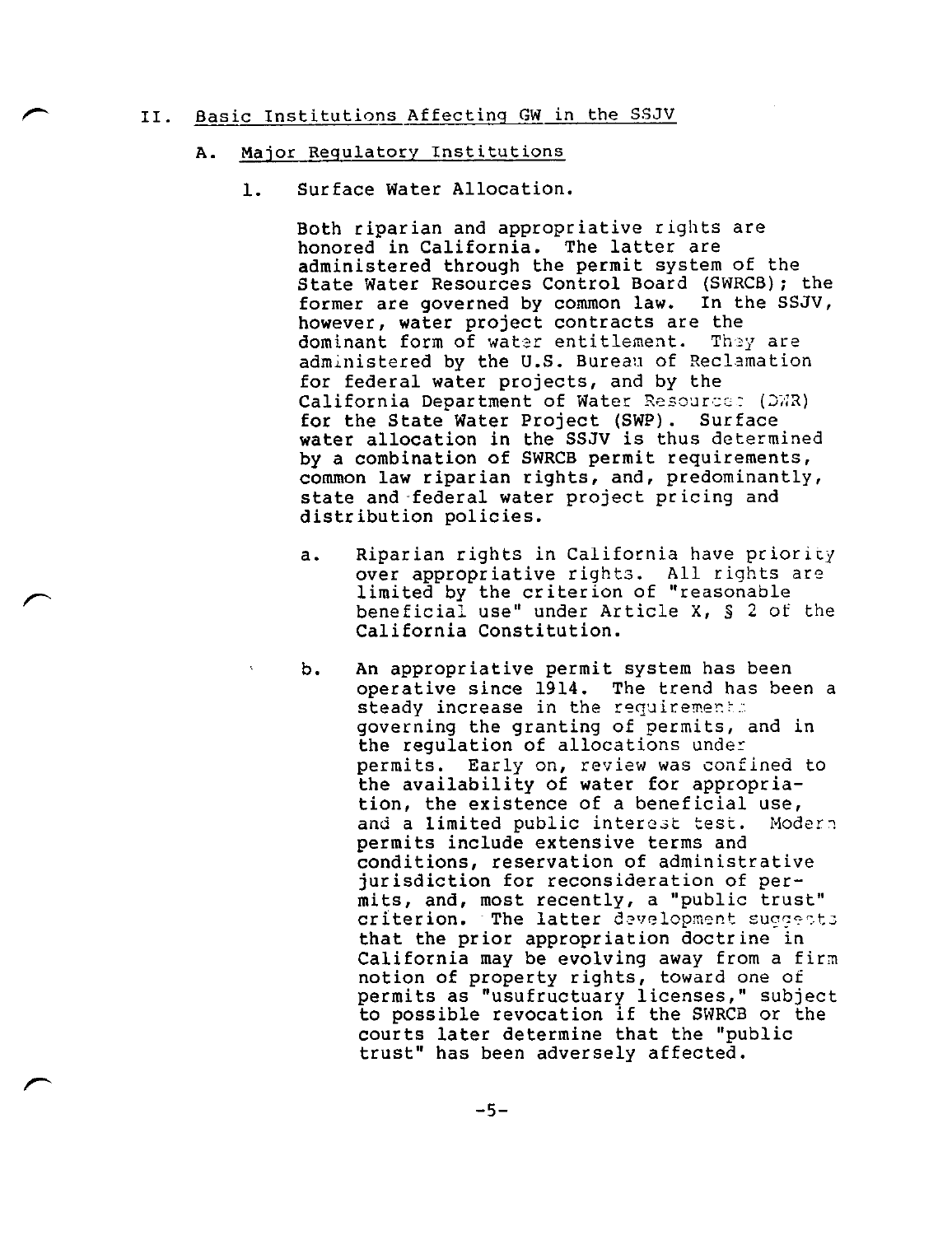## II. Basic Institutions Affecting GW in the SSJV

### A. Major Regulatory Institutions

#### 1. Surface Water Allocation.

Both riparian and appropriative rights are honored in California. The latter are administered through the permit system of the State Water Resources Control Board (SWRCB); the former are governed by common law. In the SSJV, however, water project contracts are the dominant form of water entitlement. They are administered by the U.S. Bureau of Reclamation for federal water projects, and by the California Department of Water Resources (DWR) for the State Water Project (SWP). Surface water allocation in the SSJV is thus determined by a combination of SWRCB permit requirements, common law riparian rights, and, predominantly, state and federal water project pricing and distribution policies.

a. Riparian rights in California have priority over appropriative rights. All rights are limited by the criterion of "reasonable beneficial use" under Article X, § 2 of the California Constitution.

b. An appropriative permit system has been operative since 1914. The trend has been a steady increase in the requirements governing the granting of permits, and in the regulation of allocations under permits. Early on, review was confined to the availability of water for appropriation, the existence of a beneficial use, and a limited public interest test. Modern permits include extensive terms and conditions, reservation of administrative jurisdiction for reconsideration of permits, and, most recently, a "public trust" criterion. The latter development suggests that the prior appropriation doctrine in California may be evolving away from a firm notion of property rights, toward one of permits as "usufructuary licenses," subject to possible revocation if the SWRCB or the courts later determine that the "public trust" has been adversely affected.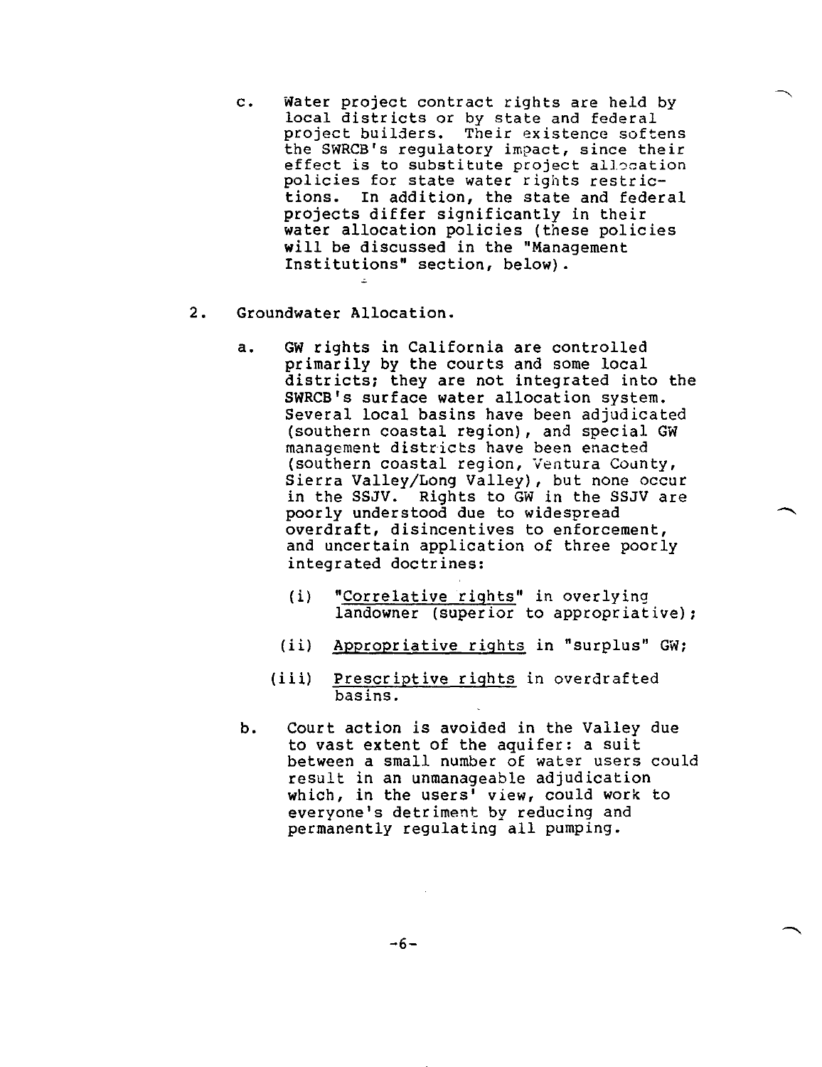c. Water project contract rights are held by local districts or by state and federal project builders. Their existence softens the SWRCB's regulatory impact, since their effect is to substitute project allocation policies for state water rights restrictions. In addition, the state and federal projects differ significantly in their water allocation policies (these policies will be discussed in the "Management Institutions" section, below).

2. Groundwater Allocation.

   a. GW rights in California are controlled primarily by the courts and some local districts; they are not integrated into the SWRCB's surface water allocation system. Several local basins have been adjudicated (southern coastal region), and special GW management districts have been enacted (southern coastal region, Ventura County, Sierra Valley/Long Valley), but none occur in the SSJV. Rights to GW in the SSJV are poorly understood due to widespread overdraft, disincentives to enforcement, and uncertain application of three poorly integrated doctrines:

      (i) "Correlative rights" in overlying landowner (superior to appropriative);

      (ii) Appropriative rights in "surplus" GW;

      (iii) Prescriptive rights in overdrafted basins.

   b. Court action is avoided in the Valley due to vast extent of the aquifer: a suit between a small number of water users could result in an unmanageable adjudication which, in the users' view, could work to everyone's detriment by reducing and permanently regulating all pumping.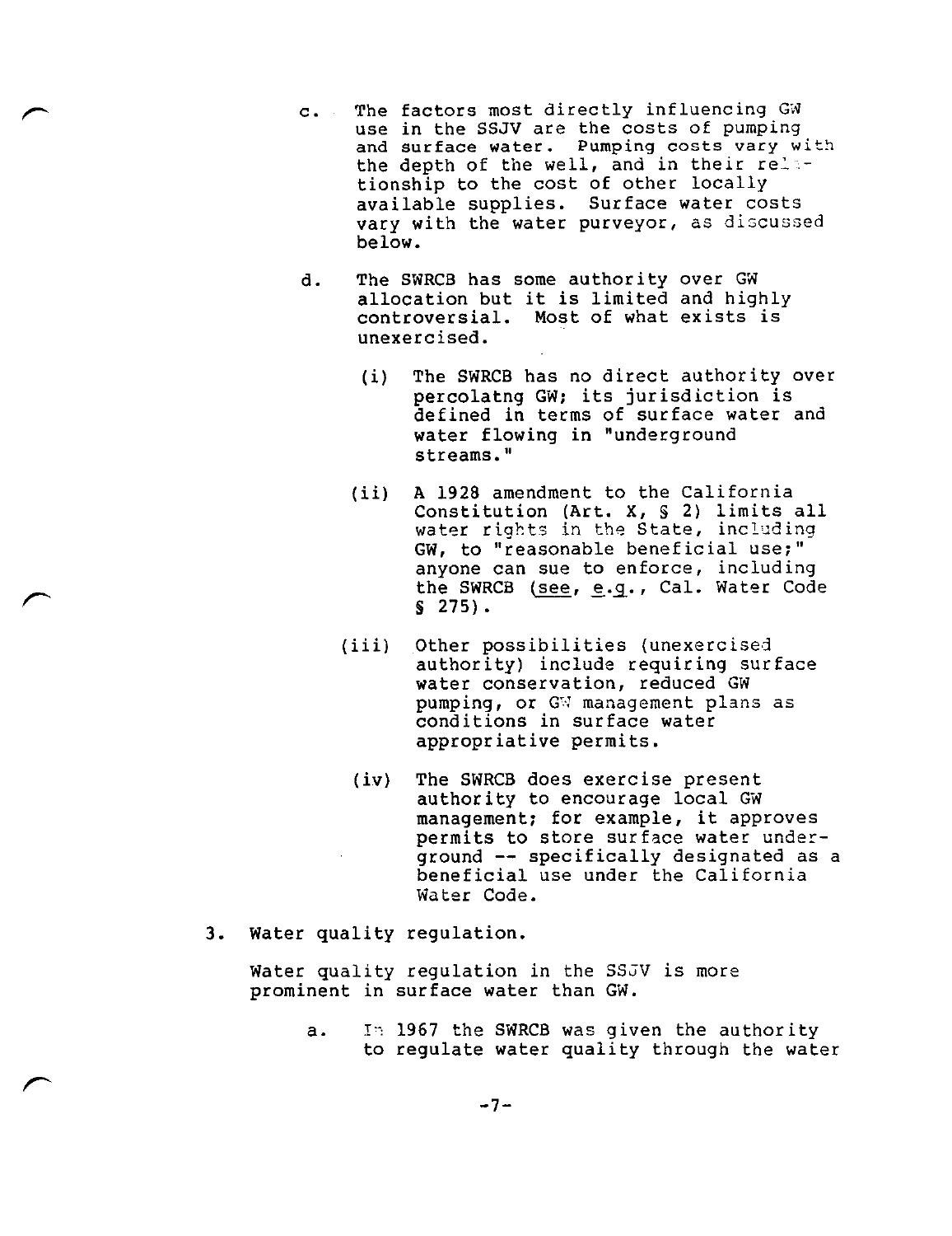c. The factors most directly influencing GW use in the SSJV are the costs of pumping and surface water. Pumping costs vary with the depth of the well, and in their relationship to the cost of other locally available supplies. Surface water costs vary with the water purveyor, as discussed below.

d. The SWRCB has some authority over GW allocation but it is limited and highly controversial. Most of what exists is unexercised.

   (i) The SWRCB has no direct authority over percolatng GW; its jurisdiction is defined in terms of surface water and water flowing in "underground streams."

   (ii) A 1928 amendment to the California Constitution (Art. X, § 2) limits all water rights in the State, including GW, to "reasonable beneficial use;" anyone can sue to enforce, including the SWRCB (see, e.g., Cal. Water Code § 275).

   (iii) Other possibilities (unexercised authority) include requiring surface water conservation, reduced GW pumping, or GW management plans as conditions in surface water appropriative permits.

   (iv) The SWRCB does exercise present authority to encourage local GW management; for example, it approves permits to store surface water underground -- specifically designated as a beneficial use under the California Water Code.

3. Water quality regulation.

Water quality regulation in the SSJV is more prominent in surface water than GW.

a. In 1967 the SWRCB was given the authority to regulate water quality through the water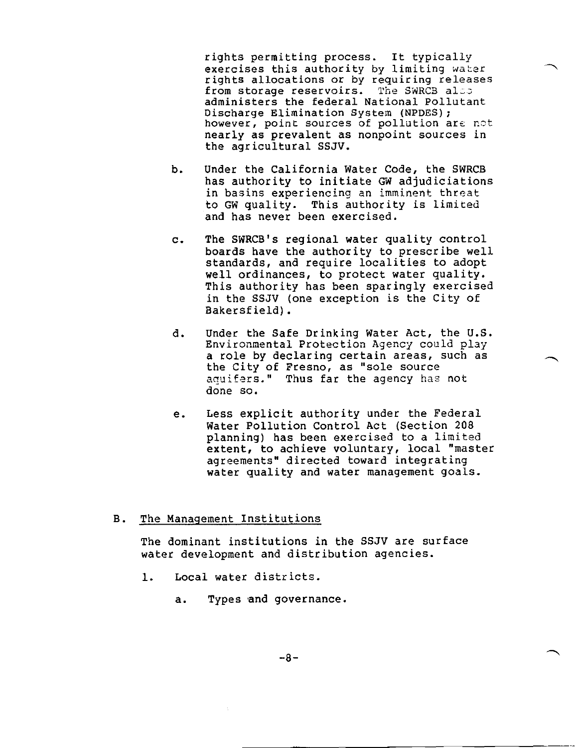rights permitting process. It typically exercises this authority by limiting water rights allocations or by requiring releases from storage reservoirs. The SWRCB also administers the federal National Pollutant Discharge Elimination System (NPDES); however, point sources of pollution are not nearly as prevalent as nonpoint sources in the agricultural SSJV.

b. Under the California Water Code, the SWRCB has authority to initiate GW adjudiciations in basins experiencing an imminent threat to GW quality. This authority is limited and has never been exercised.

c. The SWRCB's regional water quality control boards have the authority to prescribe well standards, and require localities to adopt well ordinances, to protect water quality. This authority has been sparingly exercised in the SSJV (one exception is the City of Bakersfield).

d. Under the Safe Drinking Water Act, the U.S. Environmental Protection Agency could play a role by declaring certain areas, such as the City of Fresno, as "sole source aquifers." Thus far the agency has not done so.

e. Less explicit authority under the Federal Water Pollution Control Act (Section 208 planning) has been exercised to a limited extent, to achieve voluntary, local "master agreements" directed toward integrating water quality and water management goals.

## B. The Management Institutions

The dominant institutions in the SSJV are surface water development and distribution agencies.

1. Local water districts.

   a. Types and governance.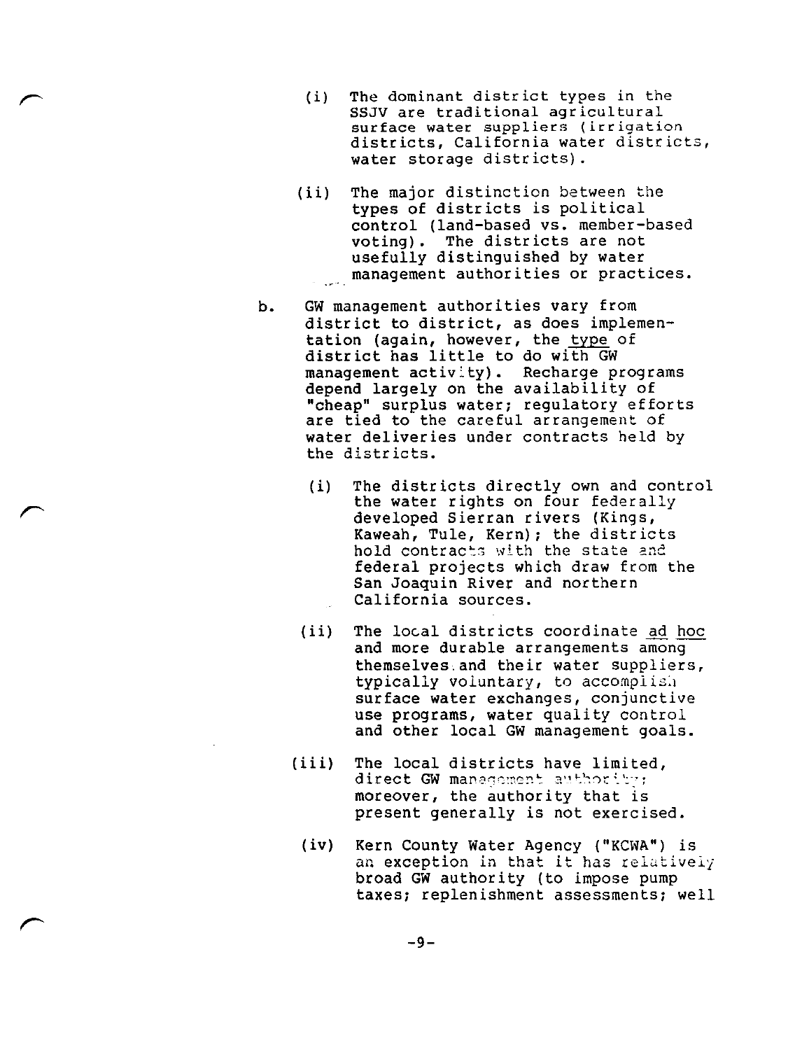(i) The dominant district types in the SSJV are traditional agricultural surface water suppliers (irrigation districts, California water districts, water storage districts).

(ii) The major distinction between the types of districts is political control (land-based vs. member-based voting). The districts are not usefully distinguished by water management authorities or practices.

b. GW management authorities vary from district to district, as does implementation (again, however, the <u>type</u> of district has little to do with GW management activity). Recharge programs depend largely on the availability of "cheap" surplus water; regulatory efforts are tied to the careful arrangement of water deliveries under contracts held by the districts.

(i) The districts directly own and control the water rights on four federally developed Sierran rivers (Kings, Kaweah, Tule, Kern); the districts hold contracts with the state and federal projects which draw from the San Joaquin River and northern California sources.

(ii) The local districts coordinate *ad hoc* and more durable arrangements among themselves and their water suppliers, typically voluntary, to accomplish surface water exchanges, conjunctive use programs, water quality control and other local GW management goals.

(iii) The local districts have limited, direct GW management authority; moreover, the authority that is present generally is not exercised.

(iv) Kern County Water Agency ("KCWA") is an exception in that it has relatively broad GW authority (to impose pump taxes; replenishment assessments; well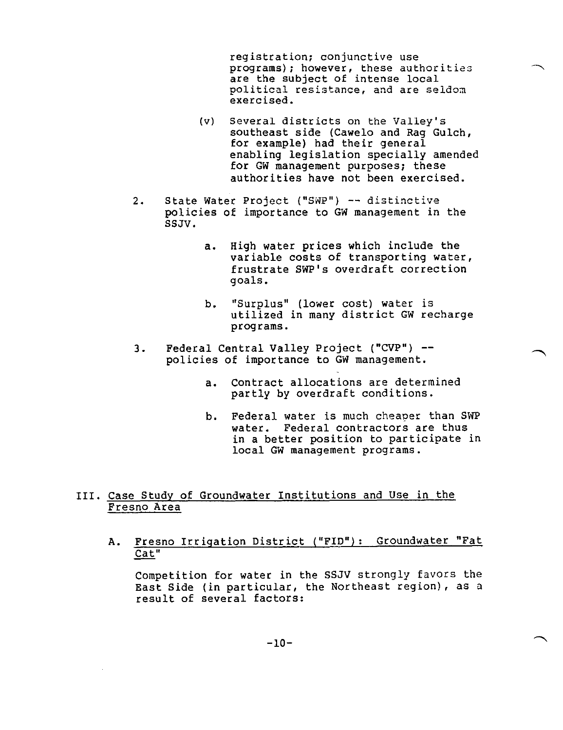registration; conjunctive use programs); however, these authorities are the subject of intense local political resistance, and are seldom exercised.

(v) Several districts on the Valley's southeast side (Cawelo and Rag Gulch, for example) had their general enabling legislation specially amended for GW management purposes; these authorities have not been exercised.

2. State Water Project ("SWP") -- distinctive policies of importance to GW management in the SSJV.

   a. High water prices which include the variable costs of transporting water, frustrate SWP's overdraft correction goals.

   b. "Surplus" (lower cost) water is utilized in many district GW recharge programs.

3. Federal Central Valley Project ("CVP") -- policies of importance to GW management.

   a. Contract allocations are determined partly by overdraft conditions.

   b. Federal water is much cheaper than SWP water. Federal contractors are thus in a better position to participate in local GW management programs.

## III. Case Study of Groundwater Institutions and Use in the Fresno Area

### A. Fresno Irrigation District ("FID"): Groundwater "Fat Cat"

Competition for water in the SSJV strongly favors the East Side (in particular, the Northeast region), as a result of several factors: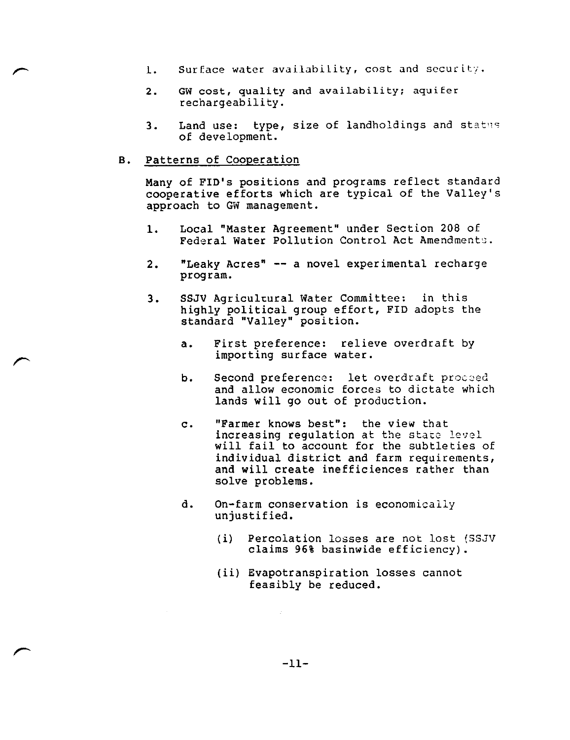1. Surface water availability, cost and security.

2. GW cost, quality and availability; aquifer rechargeability.

3. Land use: type, size of landholdings and status of development.

B. Patterns of Cooperation

Many of FID's positions and programs reflect standard cooperative efforts which are typical of the Valley's approach to GW management.

1. Local "Master Agreement" under Section 208 of Federal Water Pollution Control Act Amendments.

2. "Leaky Acres" -- a novel experimental recharge program.

3. SSJV Agricultural Water Committee: in this highly political group effort, FID adopts the standard "Valley" position.

   a. First preference: relieve overdraft by importing surface water.

   b. Second preference: let overdraft proceed and allow economic forces to dictate which lands will go out of production.

   c. "Farmer knows best": the view that increasing regulation at the state level will fail to account for the subtleties of individual district and farm requirements, and will create inefficiences rather than solve problems.

   d. On-farm conservation is economically unjustified.

      (i) Percolation losses are not lost (SSJV claims 96% basinwide efficiency).

      (ii) Evapotranspiration losses cannot feasibly be reduced.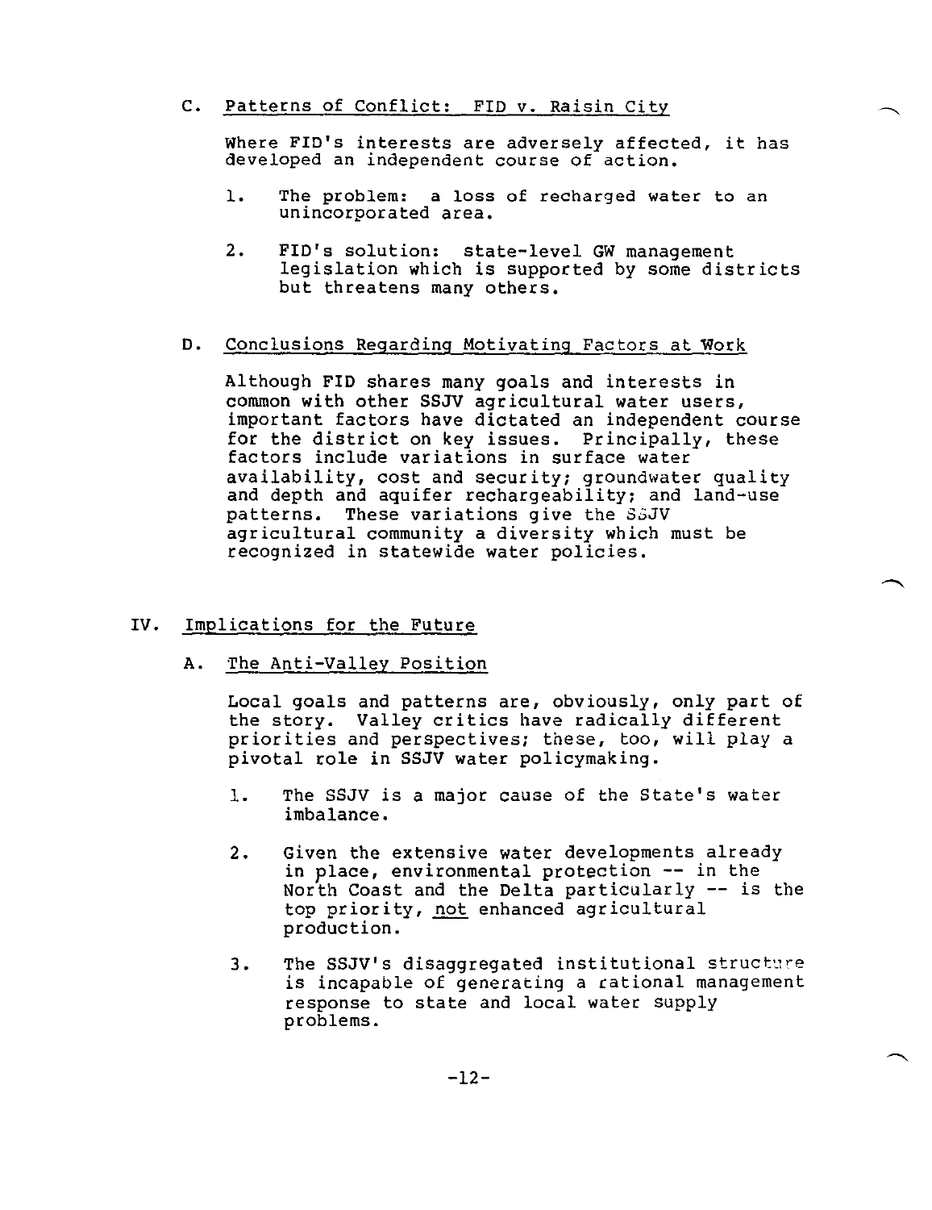### C. Patterns of Conflict: FID v. Raisin City

Where FID's interests are adversely affected, it has developed an independent course of action.

1. The problem: a loss of recharged water to an unincorporated area.
2. FID's solution: state-level GW management legislation which is supported by some districts but threatens many others.

### D. Conclusions Regarding Motivating Factors at Work

Although FID shares many goals and interests in common with other SSJV agricultural water users, important factors have dictated an independent course for the district on key issues. Principally, these factors include variations in surface water availability, cost and security; groundwater quality and depth and aquifer rechargeability; and land-use patterns. These variations give the SSJV agricultural community a diversity which must be recognized in statewide water policies.

## IV. Implications for the Future

### A. The Anti-Valley Position

Local goals and patterns are, obviously, only part of the story. Valley critics have radically different priorities and perspectives; these, too, will play a pivotal role in SSJV water policymaking.

1. The SSJV is a major cause of the State's water imbalance.
2. Given the extensive water developments already in place, environmental protection -- in the North Coast and the Delta particularly -- is the top priority, not enhanced agricultural production.
3. The SSJV's disaggregated institutional structure is incapable of generating a rational management response to state and local water supply problems.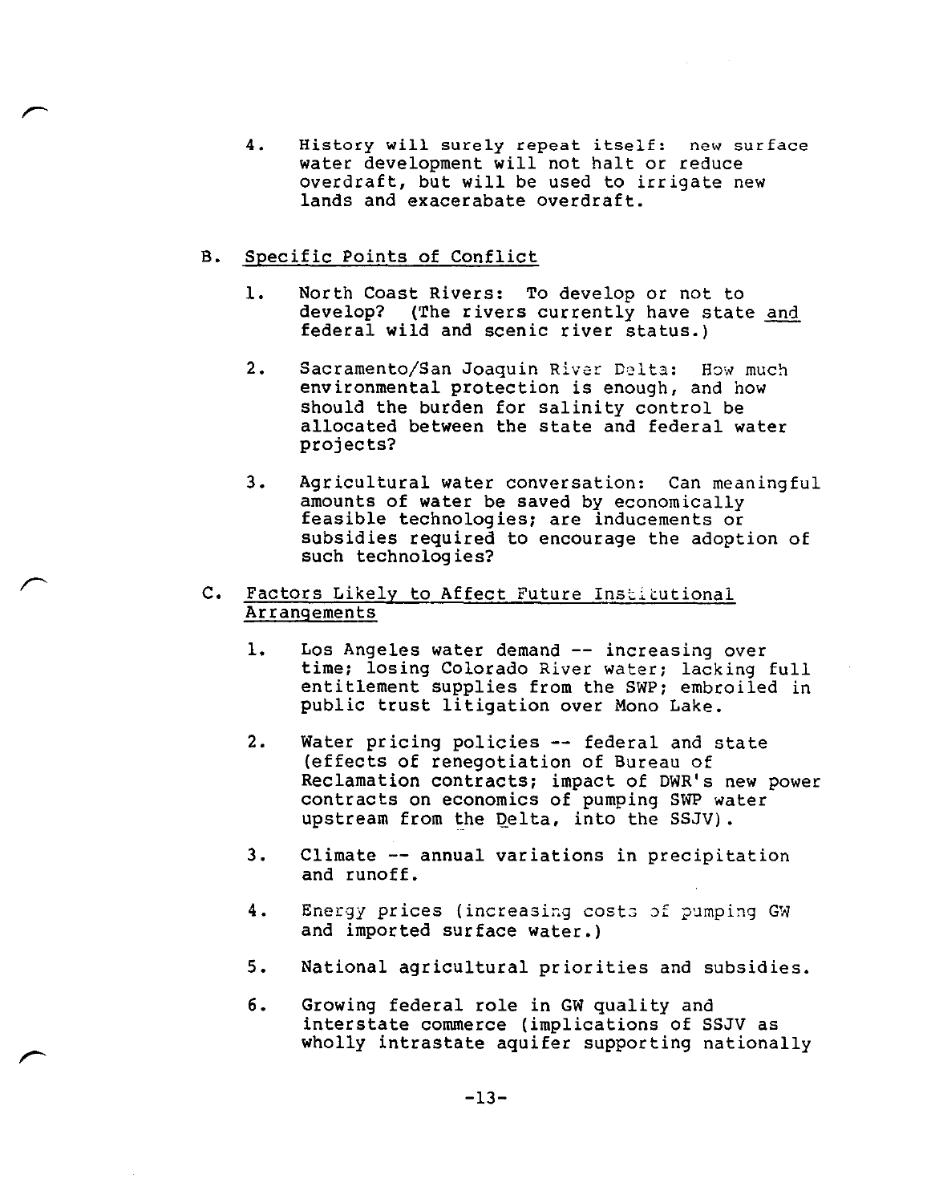4. History will surely repeat itself: new surface water development will not halt or reduce overdraft, but will be used to irrigate new lands and exacerabate overdraft.

## B. Specific Points of Conflict

1. North Coast Rivers: To develop or not to develop? (The rivers currently have state and federal wild and scenic river status.)

2. Sacramento/San Joaquin River Delta: How much environmental protection is enough, and how should the burden for salinity control be allocated between the state and federal water projects?

3. Agricultural water conversation: Can meaningful amounts of water be saved by economically feasible technologies; are inducements or subsidies required to encourage the adoption of such technologies?

## C. Factors Likely to Affect Future Institutional Arrangements

1. Los Angeles water demand -- increasing over time; losing Colorado River water; lacking full entitlement supplies from the SWP; embroiled in public trust litigation over Mono Lake.

2. Water pricing policies -- federal and state (effects of renegotiation of Bureau of Reclamation contracts; impact of DWR's new power contracts on economics of pumping SWP water upstream from the Delta, into the SSJV).

3. Climate -- annual variations in precipitation and runoff.

4. Energy prices (increasing costs of pumping GW and imported surface water.)

5. National agricultural priorities and subsidies.

6. Growing federal role in GW quality and interstate commerce (implications of SSJV as wholly intrastate aquifer supporting nationally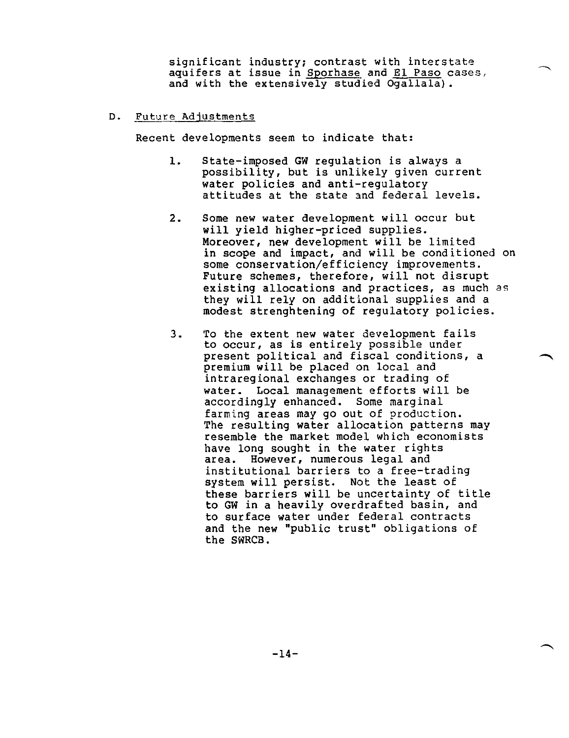significant industry; contrast with interstate aquifers at issue in Sporhase and El Paso cases, and with the extensively studied Ogallala).

D. Future Adjustments

Recent developments seem to indicate that:

1. State-imposed GW regulation is always a possibility, but is unlikely given current water policies and anti-regulatory attitudes at the state and federal levels.

2. Some new water development will occur but will yield higher-priced supplies. Moreover, new development will be limited in scope and impact, and will be conditioned on some conservation/efficiency improvements. Future schemes, therefore, will not disrupt existing allocations and practices, as much as they will rely on additional supplies and a modest strenghtening of regulatory policies.

3. To the extent new water development fails to occur, as is entirely possible under present political and fiscal conditions, a premium will be placed on local and intraregional exchanges or trading of water. Local management efforts will be accordingly enhanced. Some marginal farming areas may go out of production. The resulting water allocation patterns may resemble the market model which economists have long sought in the water rights area. However, numerous legal and institutional barriers to a free-trading system will persist. Not the least of these barriers will be uncertainty of title to GW in a heavily overdrafted basin, and to surface water under federal contracts and the new "public trust" obligations of the SWRCB.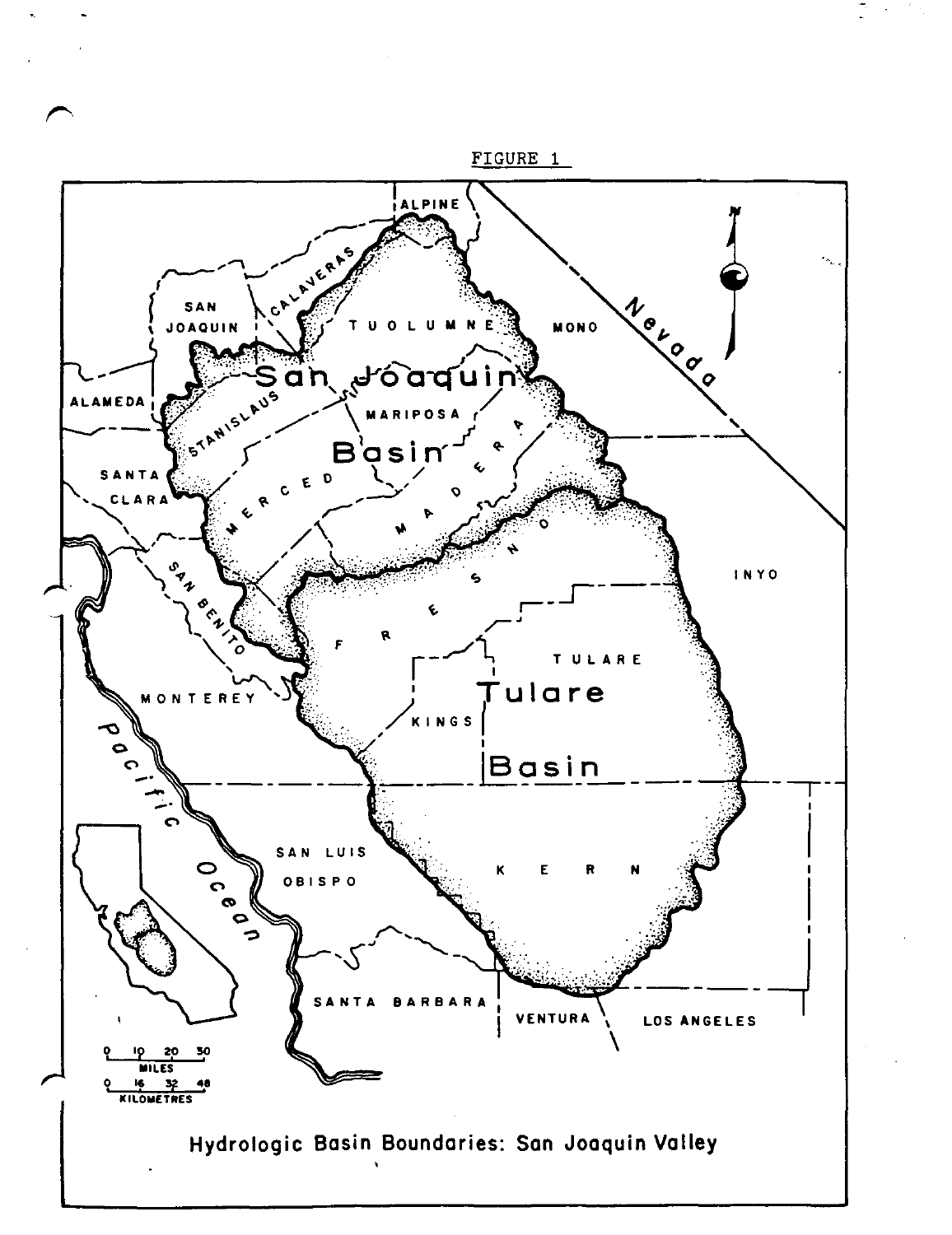FIGURE 1

Hydrologic Basin Boundaries: San Joaquin Valley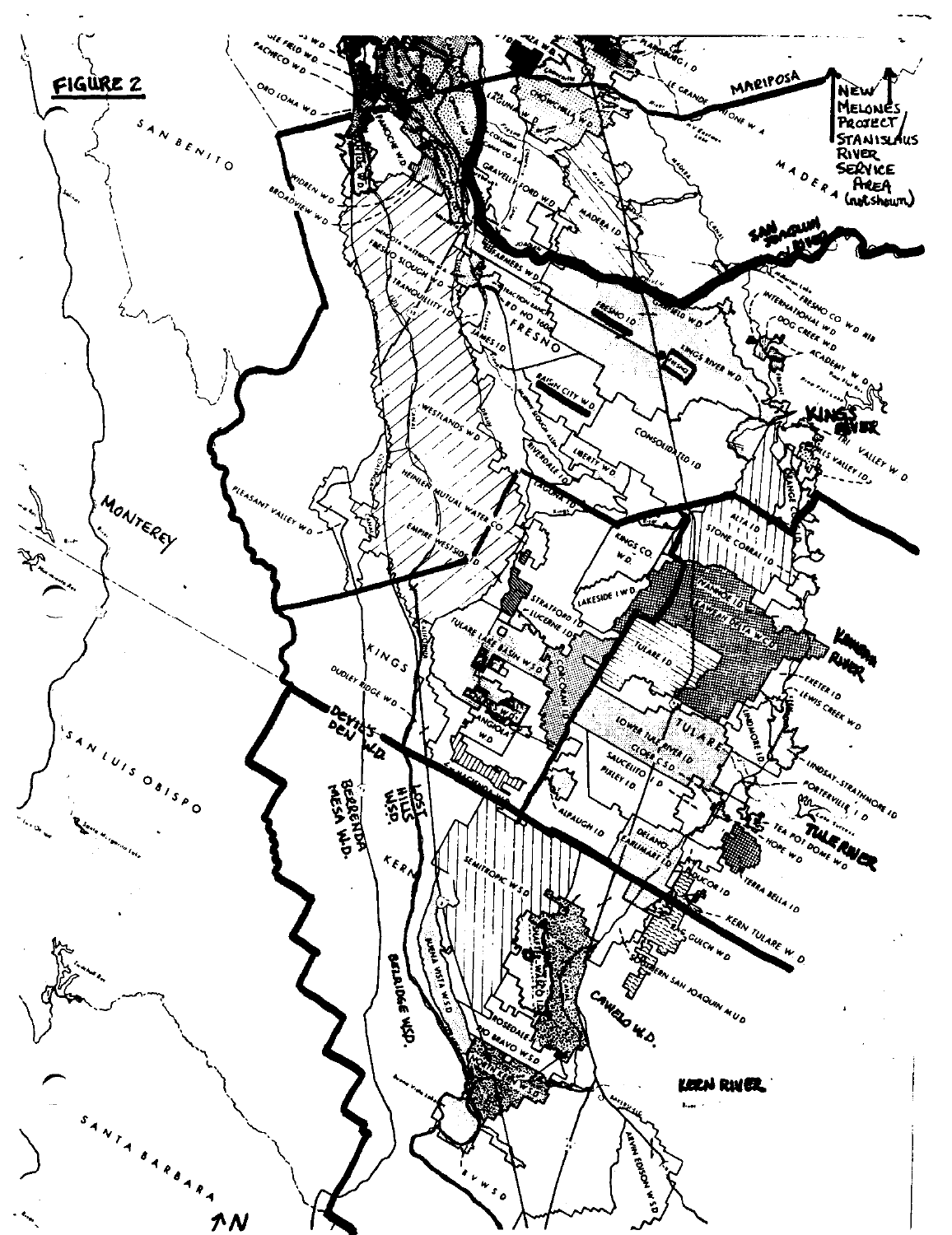**FIGURE 2**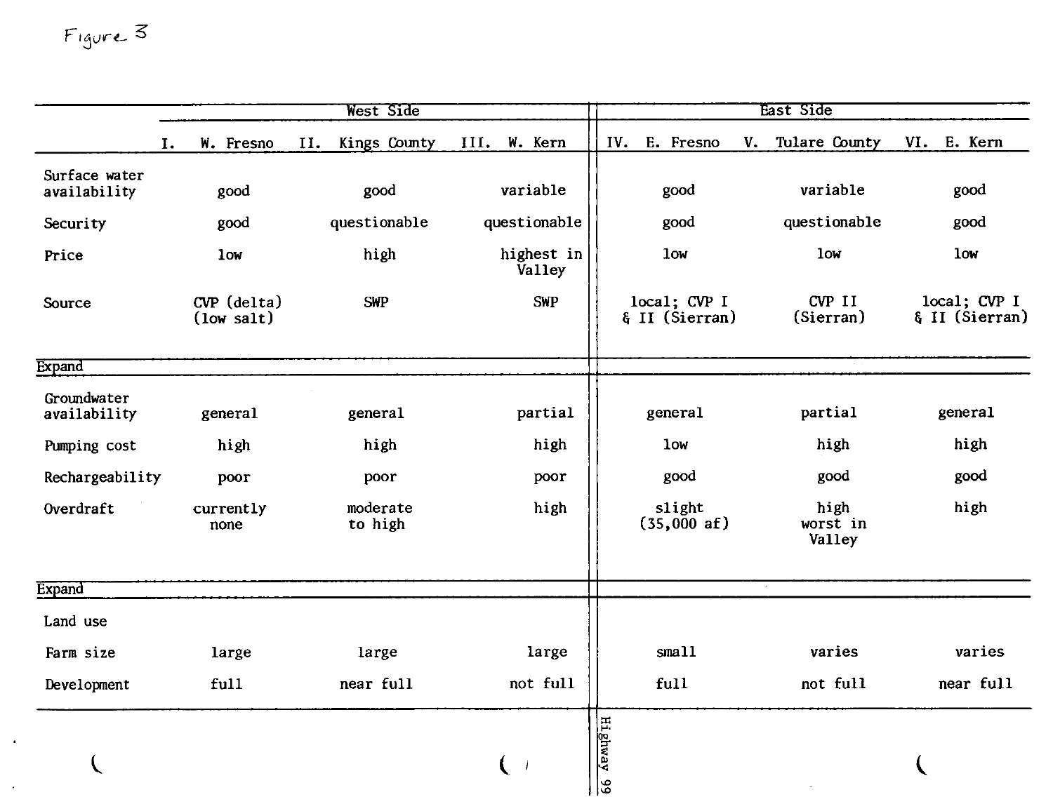Figure 3

| | West Side | | | East Side | | |
|---|---|---|---|---|---|---|
| | I. W. Fresno | II. Kings County | III. W. Kern | IV. E. Fresno | V. Tulare County | VI. E. Kern |
| Surface water availability | good | good | variable | good | variable | good |
| Security | good | questionable | questionable | good | questionable | good |
| Price | low | high | highest in Valley | low | low | low |
| Source | CVP (delta) (low salt) | SWP | SWP | local; CVP I & II (Sierran) | CVP II (Sierran) | local; CVP I & II (Sierran) |
| Expand | | | | | | |
| Groundwater availability | general | general | partial | general | partial | general |
| Pumping cost | high | high | high | low | high | high |
| Rechargeability | poor | poor | poor | good | good | good |
| Overdraft | currently none | moderate to high | high | slight (35,000 af) | high worst in Valley | high |
| Expand | | | | | | |
| Land use | | | | | | |
| Farm size | large | large | large | small | varies | varies |
| Development | full | near full | not full | full | not full | near full |

Highway 99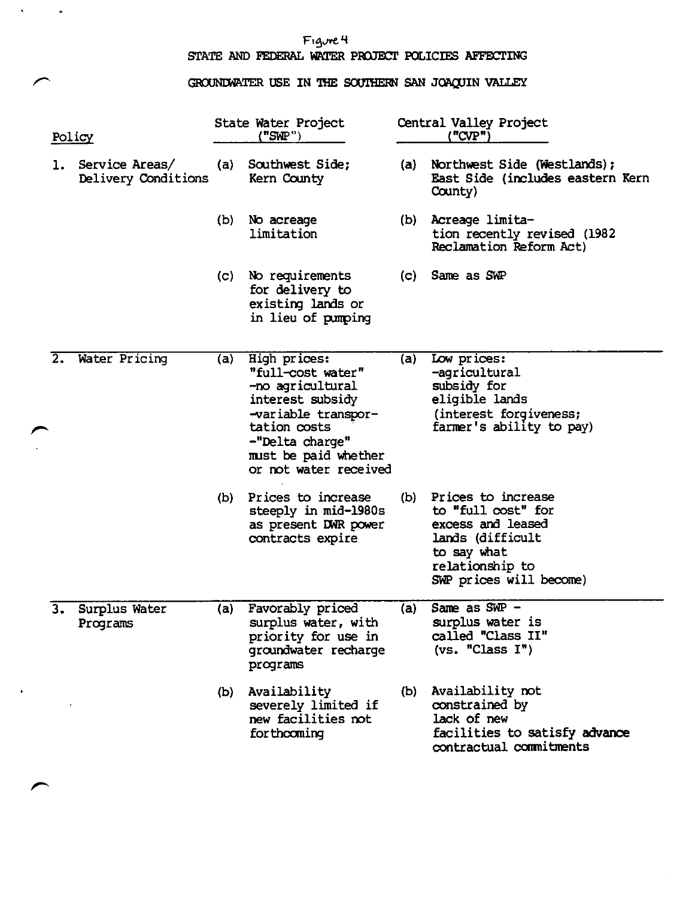Figure 4

# STATE AND FEDERAL WATER PROJECT POLICIES AFFECTING GROUNDWATER USE IN THE SOUTHERN SAN JOAQUIN VALLEY

| Policy | State Water Project ("SWP") | Central Valley Project ("CVP") |
|---|---|---|
| 1. Service Areas/ Delivery Conditions | (a) Southwest Side; Kern County | (a) Northwest Side (Westlands); East Side (includes eastern Kern County) |
| | (b) No acreage limitation | (b) Acreage limitation recently revised (1982 Reclamation Reform Act) |
| | (c) No requirements for delivery to existing lands or in lieu of pumping | (c) Same as SWP |
| 2. Water Pricing | (a) High prices: "full-cost water" -no agricultural interest subsidy -variable transportation costs -"Delta charge" must be paid whether or not water received | (a) Low prices: -agricultural subsidy for eligible lands (interest forgiveness; farmer's ability to pay) |
| | (b) Prices to increase steeply in mid-1980s as present DWR power contracts expire | (b) Prices to increase to "full cost" for excess and leased lands (difficult to say what relationship to SWP prices will become) |
| 3. Surplus Water Programs | (a) Favorably priced surplus water, with priority for use in groundwater recharge programs | (a) Same as SWP - surplus water is called "Class II" (vs. "Class I") |
| | (b) Availability severely limited if new facilities not forthcoming | (b) Availability not constrained by lack of new facilities to satisfy advance contractual commitments |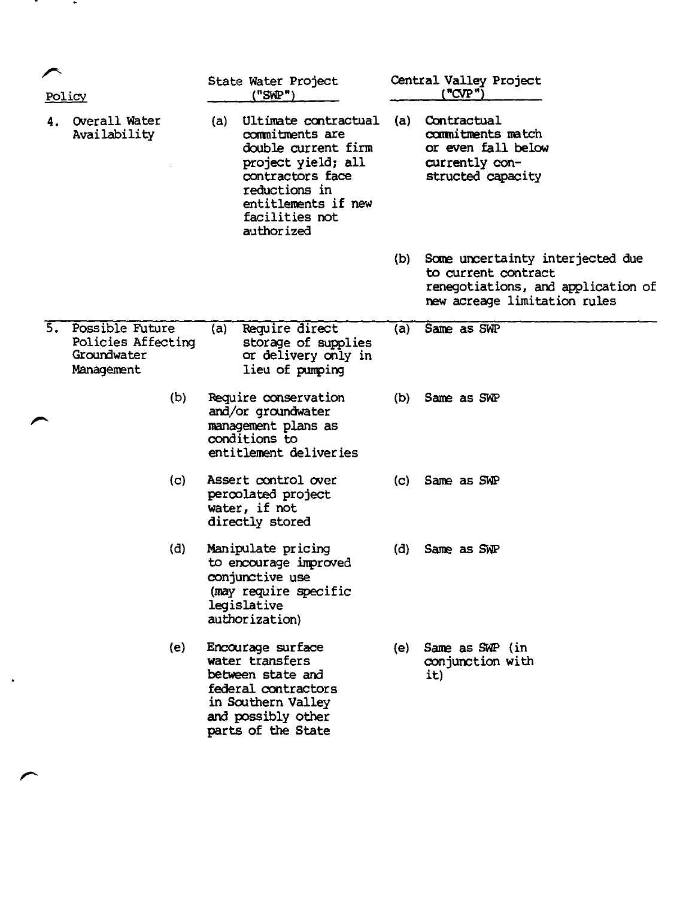| Policy | State Water Project ("SWP") | Central Valley Project ("CVP") |
|---|---|---|
| 4. Overall Water Availability | (a) Ultimate contractual commitments are double current firm project yield; all contractors face reductions in entitlements if new facilities not authorized | (a) Contractual commitments match or even fall below currently constructed capacity |
| | | (b) Some uncertainty interjected due to current contract renegotiations, and application of new acreage limitation rules |
| 5. Possible Future Policies Affecting Groundwater Management | (a) Require direct storage of supplies or delivery only in lieu of pumping | (a) Same as SWP |
| | (b) Require conservation and/or groundwater management plans as conditions to entitlement deliveries | (b) Same as SWP |
| | (c) Assert control over percolated project water, if not directly stored | (c) Same as SWP |
| | (d) Manipulate pricing to encourage improved conjunctive use (may require specific legislative authorization) | (d) Same as SWP |
| | (e) Encourage surface water transfers between state and federal contractors in Southern Valley and possibly other parts of the State | (e) Same as SWP (in conjunction with it) |